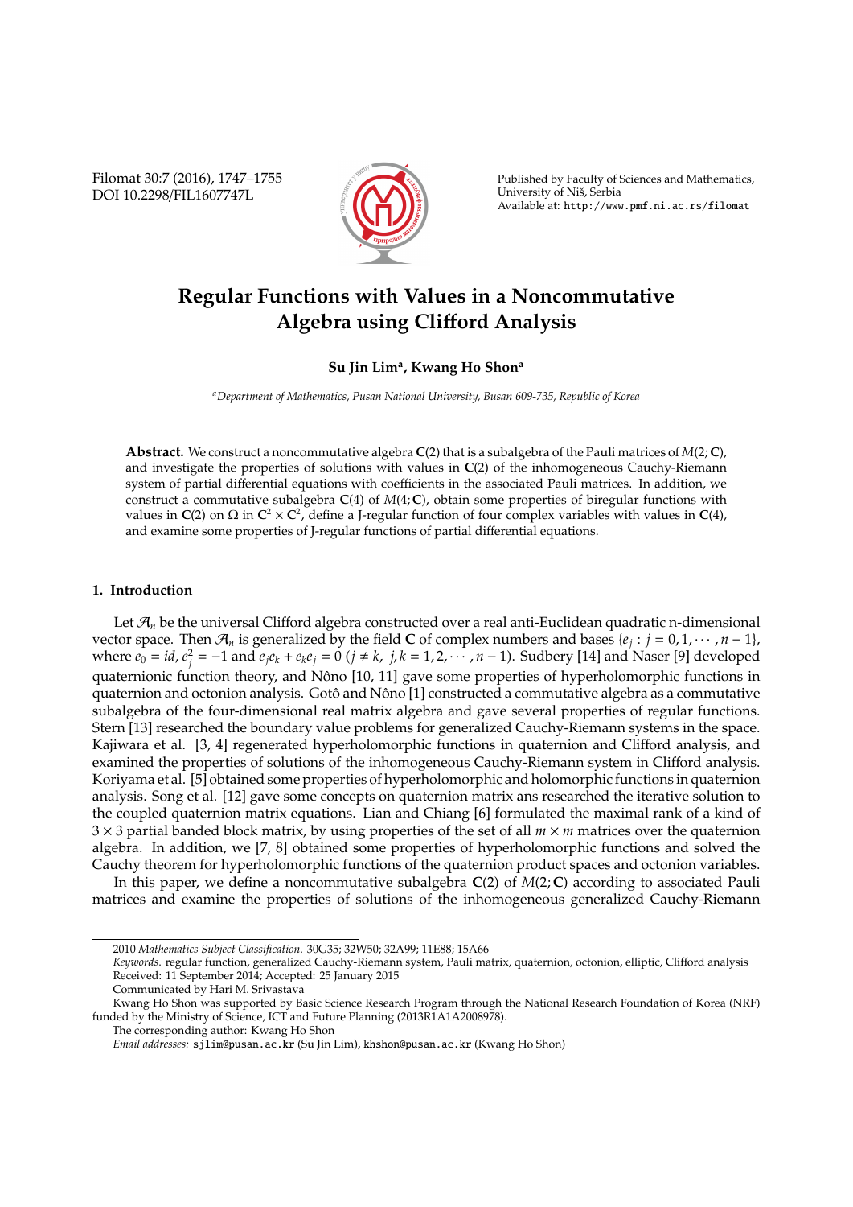# Regular Functions with Values in a Noncommutative Algebra using Clifford Analysis

**Su Jin Lim[a], Kwang Ho Shon[a]**

[a]*Department of Mathematics, Pusan National University, Busan 609-735, Republic of Korea*

**Abstract.** We construct a noncommutative algebra $\mathbf{C}(2)$ that is a subalgebra of the Pauli matrices of $M(2;\mathbf{C})$, and investigate the properties of solutions with values in $\mathbf{C}(2)$ of the inhomogeneous Cauchy-Riemann system of partial differential equations with coefficients in the associated Pauli matrices. In addition, we construct a commutative subalgebra $\mathbf{C}(4)$ of $M(4;\mathbf{C})$, obtain some properties of biregular functions with values in $\mathbf{C}(2)$ on $\Omega$ in $\mathbf{C}^2 \times \mathbf{C}^2$, define a J-regular function of four complex variables with values in $\mathbf{C}(4)$, and examine some properties of J-regular functions of partial differential equations.

## 1. Introduction

Let $\mathcal{A}_n$ be the universal Clifford algebra constructed over a real anti-Euclidean quadratic n-dimensional vector space. Then $\mathcal{A}_n$ is generalized by the field $\mathbf{C}$ of complex numbers and bases $\{e_j : j = 0, 1, \cdots, n-1\}$, where $e_0 = id$, $e_j^2 = -1$ and $e_j e_k + e_k e_j = 0$ $(j \neq k,\ j, k = 1, 2, \cdots, n-1)$. Sudbery [14] and Naser [9] developed quaternionic function theory, and Nôno [10, 11] gave some properties of hyperholomorphic functions in quaternion and octonion analysis. Gotô and Nôno [1] constructed a commutative algebra as a commutative subalgebra of the four-dimensional real matrix algebra and gave several properties of regular functions. Stern [13] researched the boundary value problems for generalized Cauchy-Riemann systems in the space. Kajiwara et al. [3, 4] regenerated hyperholomorphic functions in quaternion and Clifford analysis, and examined the properties of solutions of the inhomogeneous Cauchy-Riemann system in Clifford analysis. Koriyama et al. [5] obtained some properties of hyperholomorphic and holomorphic functions in quaternion analysis. Song et al. [12] gave some concepts on quaternion matrix ans researched the iterative solution to the coupled quaternion matrix equations. Lian and Chiang [6] formulated the maximal rank of a kind of $3 \times 3$ partial banded block matrix, by using properties of the set of all $m \times m$ matrices over the quaternion algebra. In addition, we [7, 8] obtained some properties of hyperholomorphic functions and solved the Cauchy theorem for hyperholomorphic functions of the quaternion product spaces and octonion variables.

In this paper, we define a noncommutative subalgebra $\mathbf{C}(2)$ of $M(2;\mathbf{C})$ according to associated Pauli matrices and examine the properties of solutions of the inhomogeneous generalized Cauchy-Riemann

---

2010 *Mathematics Subject Classification*. 30G35; 32W50; 32A99; 11E88; 15A66

*Keywords*. regular function, generalized Cauchy-Riemann system, Pauli matrix, quaternion, octonion, elliptic, Clifford analysis

Received: 11 September 2014; Accepted: 25 January 2015

Communicated by Hari M. Srivastava

Kwang Ho Shon was supported by Basic Science Research Program through the National Research Foundation of Korea (NRF) funded by the Ministry of Science, ICT and Future Planning (2013R1A1A2008978).

The corresponding author: Kwang Ho Shon

*Email addresses:* sjlim@pusan.ac.kr (Su Jin Lim), khshon@pusan.ac.kr (Kwang Ho Shon)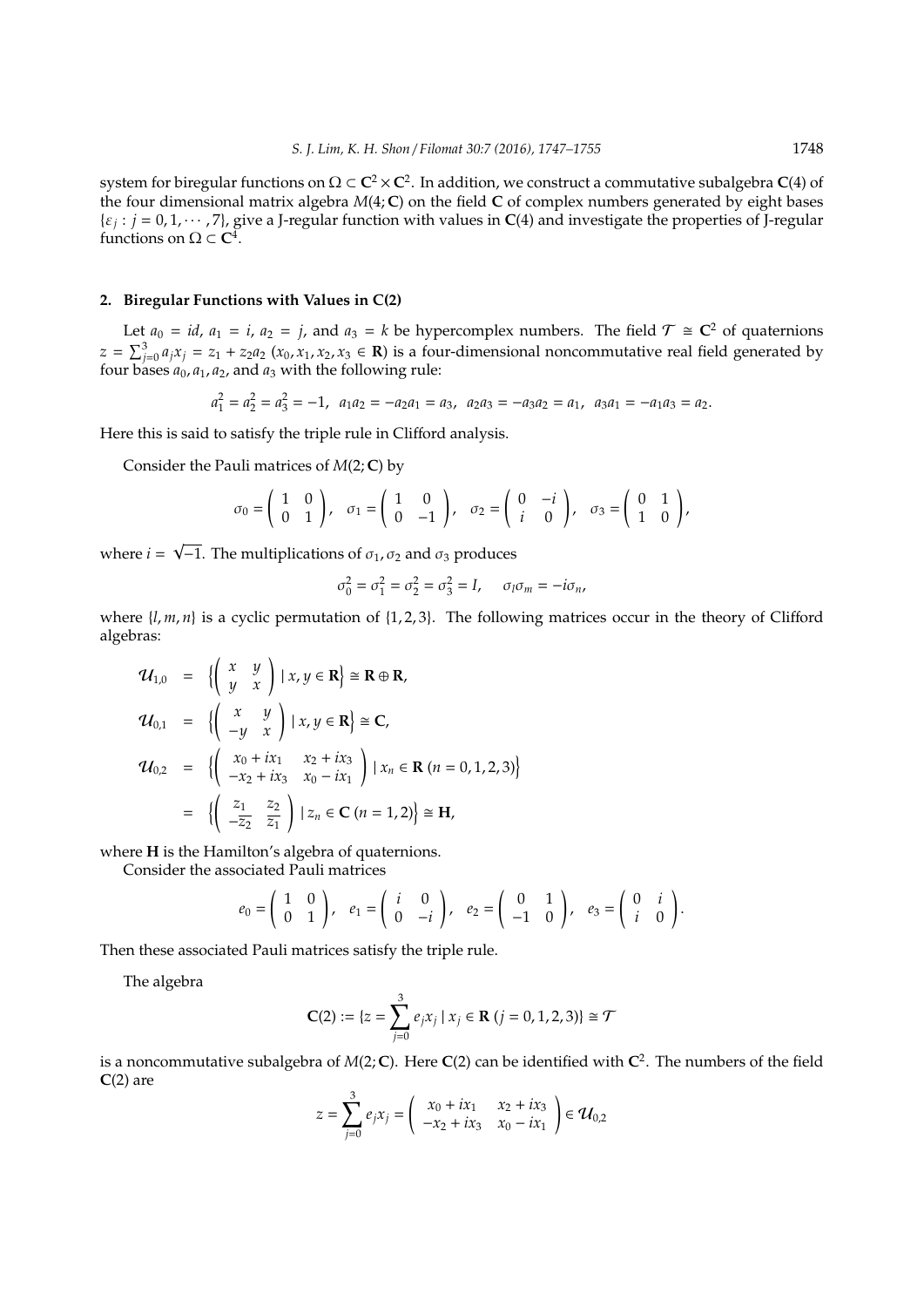system for biregular functions on $\Omega \subset \mathbf{C}^2 \times \mathbf{C}^2$. In addition, we construct a commutative subalgebra $\mathbf{C}(4)$ of the four dimensional matrix algebra $M(4;\mathbf{C})$ on the field $\mathbf{C}$ of complex numbers generated by eight bases $\{\varepsilon_j : j = 0, 1, \cdots, 7\}$, give a J-regular function with values in $\mathbf{C}(4)$ and investigate the properties of J-regular functions on $\Omega \subset \mathbf{C}^4$.

## 2. Biregular Functions with Values in C(2)

Let $a_0 = id$, $a_1 = i$, $a_2 = j$, and $a_3 = k$ be hypercomplex numbers. The field $\mathcal{T} \cong \mathbf{C}^2$ of quaternions $z = \sum_{j=0}^{3} a_j x_j = z_1 + z_2 a_2$ $(x_0, x_1, x_2, x_3 \in \mathbf{R})$ is a four-dimensional noncommutative real field generated by four bases $a_0, a_1, a_2$, and $a_3$ with the following rule:

$$a_1^2 = a_2^2 = a_3^2 = -1, \;\; a_1 a_2 = -a_2 a_1 = a_3, \;\; a_2 a_3 = -a_3 a_2 = a_1, \;\; a_3 a_1 = -a_1 a_3 = a_2.$$

Here this is said to satisfy the triple rule in Clifford analysis.

Consider the Pauli matrices of $M(2;\mathbf{C})$ by

$$\sigma_0 = \begin{pmatrix} 1 & 0 \\ 0 & 1 \end{pmatrix}, \quad \sigma_1 = \begin{pmatrix} 1 & 0 \\ 0 & -1 \end{pmatrix}, \quad \sigma_2 = \begin{pmatrix} 0 & -i \\ i & 0 \end{pmatrix}, \quad \sigma_3 = \begin{pmatrix} 0 & 1 \\ 1 & 0 \end{pmatrix},$$

where $i = \sqrt{-1}$. The multiplications of $\sigma_1, \sigma_2$ and $\sigma_3$ produces

$$\sigma_0^2 = \sigma_1^2 = \sigma_2^2 = \sigma_3^2 = I, \qquad \sigma_l \sigma_m = -i\sigma_n,$$

where $\{l, m, n\}$ is a cyclic permutation of $\{1, 2, 3\}$. The following matrices occur in the theory of Clifford algebras:

$$\begin{aligned}
\mathcal{U}_{1,0} &= \left\{ \begin{pmatrix} x & y \\ y & x \end{pmatrix} \mid x, y \in \mathbf{R} \right\} \cong \mathbf{R} \oplus \mathbf{R}, \\
\mathcal{U}_{0,1} &= \left\{ \begin{pmatrix} x & y \\ -y & x \end{pmatrix} \mid x, y \in \mathbf{R} \right\} \cong \mathbf{C}, \\
\mathcal{U}_{0,2} &= \left\{ \begin{pmatrix} x_0 + ix_1 & x_2 + ix_3 \\ -x_2 + ix_3 & x_0 - ix_1 \end{pmatrix} \mid x_n \in \mathbf{R} \; (n = 0, 1, 2, 3) \right\} \\
&= \left\{ \begin{pmatrix} z_1 & z_2 \\ -\overline{z_2} & \overline{z_1} \end{pmatrix} \mid z_n \in \mathbf{C} \; (n = 1, 2) \right\} \cong \mathbf{H},
\end{aligned}$$

where $\mathbf{H}$ is the Hamilton's algebra of quaternions.

Consider the associated Pauli matrices

$$e_0 = \begin{pmatrix} 1 & 0 \\ 0 & 1 \end{pmatrix}, \quad e_1 = \begin{pmatrix} i & 0 \\ 0 & -i \end{pmatrix}, \quad e_2 = \begin{pmatrix} 0 & 1 \\ -1 & 0 \end{pmatrix}, \quad e_3 = \begin{pmatrix} 0 & i \\ i & 0 \end{pmatrix}.$$

Then these associated Pauli matrices satisfy the triple rule.

The algebra

$$\mathbf{C}(2) := \{ z = \sum_{j=0}^{3} e_j x_j \mid x_j \in \mathbf{R} \; (j = 0, 1, 2, 3) \} \cong \mathcal{T}$$

is a noncommutative subalgebra of $M(2;\mathbf{C})$. Here $\mathbf{C}(2)$ can be identified with $\mathbf{C}^2$. The numbers of the field $\mathbf{C}(2)$ are

$$z = \sum_{j=0}^{3} e_j x_j = \begin{pmatrix} x_0 + ix_1 & x_2 + ix_3 \\ -x_2 + ix_3 & x_0 - ix_1 \end{pmatrix} \in \mathcal{U}_{0,2}$$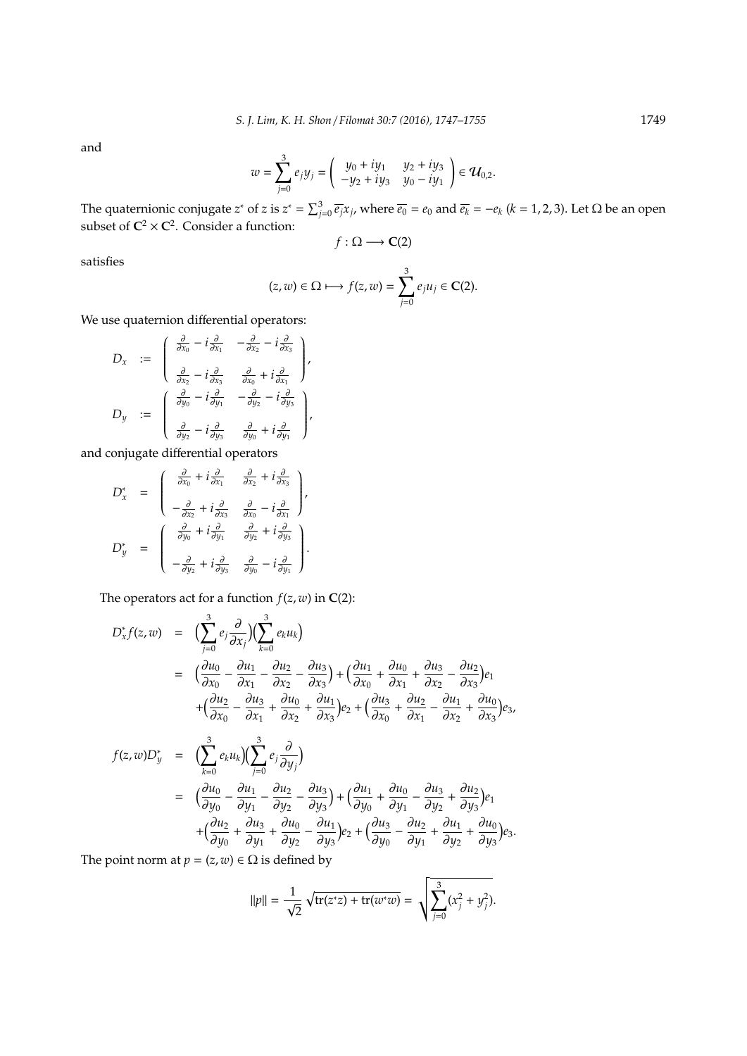and

$$w = \sum_{j=0}^{3} e_j y_j = \begin{pmatrix} y_0 + iy_1 & y_2 + iy_3 \\ -y_2 + iy_3 & y_0 - iy_1 \end{pmatrix} \in \mathcal{U}_{0,2}.$$

The quaternionic conjugate $z^*$ of $z$ is $z^* = \sum_{j=0}^{3} \overline{e_j} x_j$, where $\overline{e_0} = e_0$ and $\overline{e_k} = -e_k$ ($k = 1, 2, 3$). Let $\Omega$ be an open subset of $\mathbf{C}^2 \times \mathbf{C}^2$. Consider a function:

$$f : \Omega \longrightarrow \mathbf{C}(2)$$

satisfies

$$(z, w) \in \Omega \longmapsto f(z, w) = \sum_{j=0}^{3} e_j u_j \in \mathbf{C}(2).$$

We use quaternion differential operators:

$$D_x := \begin{pmatrix} \frac{\partial}{\partial x_0} - i\frac{\partial}{\partial x_1} & -\frac{\partial}{\partial x_2} - i\frac{\partial}{\partial x_3} \\ \\ \frac{\partial}{\partial x_2} - i\frac{\partial}{\partial x_3} & \frac{\partial}{\partial x_0} + i\frac{\partial}{\partial x_1} \end{pmatrix},$$

$$D_y := \begin{pmatrix} \frac{\partial}{\partial y_0} - i\frac{\partial}{\partial y_1} & -\frac{\partial}{\partial y_2} - i\frac{\partial}{\partial y_3} \\ \\ \frac{\partial}{\partial y_2} - i\frac{\partial}{\partial y_3} & \frac{\partial}{\partial y_0} + i\frac{\partial}{\partial y_1} \end{pmatrix},$$

and conjugate differential operators

$$D_x^* = \begin{pmatrix} \frac{\partial}{\partial x_0} + i\frac{\partial}{\partial x_1} & \frac{\partial}{\partial x_2} + i\frac{\partial}{\partial x_3} \\ \\ -\frac{\partial}{\partial x_2} + i\frac{\partial}{\partial x_3} & \frac{\partial}{\partial x_0} - i\frac{\partial}{\partial x_1} \end{pmatrix},$$

$$D_y^* = \begin{pmatrix} \frac{\partial}{\partial y_0} + i\frac{\partial}{\partial y_1} & \frac{\partial}{\partial y_2} + i\frac{\partial}{\partial y_3} \\ \\ -\frac{\partial}{\partial y_2} + i\frac{\partial}{\partial y_3} & \frac{\partial}{\partial y_0} - i\frac{\partial}{\partial y_1} \end{pmatrix}.$$

The operators act for a function $f(z, w)$ in $\mathbf{C}(2)$:

$$\begin{aligned} D_x^* f(z, w) &= \Big(\sum_{j=0}^{3} e_j \frac{\partial}{\partial x_j}\Big)\Big(\sum_{k=0}^{3} e_k u_k\Big) \\ &= \Big(\frac{\partial u_0}{\partial x_0} - \frac{\partial u_1}{\partial x_1} - \frac{\partial u_2}{\partial x_2} - \frac{\partial u_3}{\partial x_3}\Big) + \Big(\frac{\partial u_1}{\partial x_0} + \frac{\partial u_0}{\partial x_1} + \frac{\partial u_3}{\partial x_2} - \frac{\partial u_2}{\partial x_3}\Big)e_1 \\ &\quad + \Big(\frac{\partial u_2}{\partial x_0} - \frac{\partial u_3}{\partial x_1} + \frac{\partial u_0}{\partial x_2} + \frac{\partial u_1}{\partial x_3}\Big)e_2 + \Big(\frac{\partial u_3}{\partial x_0} + \frac{\partial u_2}{\partial x_1} - \frac{\partial u_1}{\partial x_2} + \frac{\partial u_0}{\partial x_3}\Big)e_3, \end{aligned}$$

$$\begin{aligned} f(z, w) D_y^* &= \Big(\sum_{k=0}^{3} e_k u_k\Big)\Big(\sum_{j=0}^{3} e_j \frac{\partial}{\partial y_j}\Big) \\ &= \Big(\frac{\partial u_0}{\partial y_0} - \frac{\partial u_1}{\partial y_1} - \frac{\partial u_2}{\partial y_2} - \frac{\partial u_3}{\partial y_3}\Big) + \Big(\frac{\partial u_1}{\partial y_0} + \frac{\partial u_0}{\partial y_1} - \frac{\partial u_3}{\partial y_2} + \frac{\partial u_2}{\partial y_3}\Big)e_1 \\ &\quad + \Big(\frac{\partial u_2}{\partial y_0} + \frac{\partial u_3}{\partial y_1} + \frac{\partial u_0}{\partial y_2} - \frac{\partial u_1}{\partial y_3}\Big)e_2 + \Big(\frac{\partial u_3}{\partial y_0} - \frac{\partial u_2}{\partial y_1} + \frac{\partial u_1}{\partial y_2} + \frac{\partial u_0}{\partial y_3}\Big)e_3. \end{aligned}$$

The point norm at $p = (z, w) \in \Omega$ is defined by

$$\|p\| = \frac{1}{\sqrt{2}} \sqrt{\mathrm{tr}(z^* z) + \mathrm{tr}(w^* w)} = \sqrt{\sum_{j=0}^{3} (x_j^2 + y_j^2)}.$$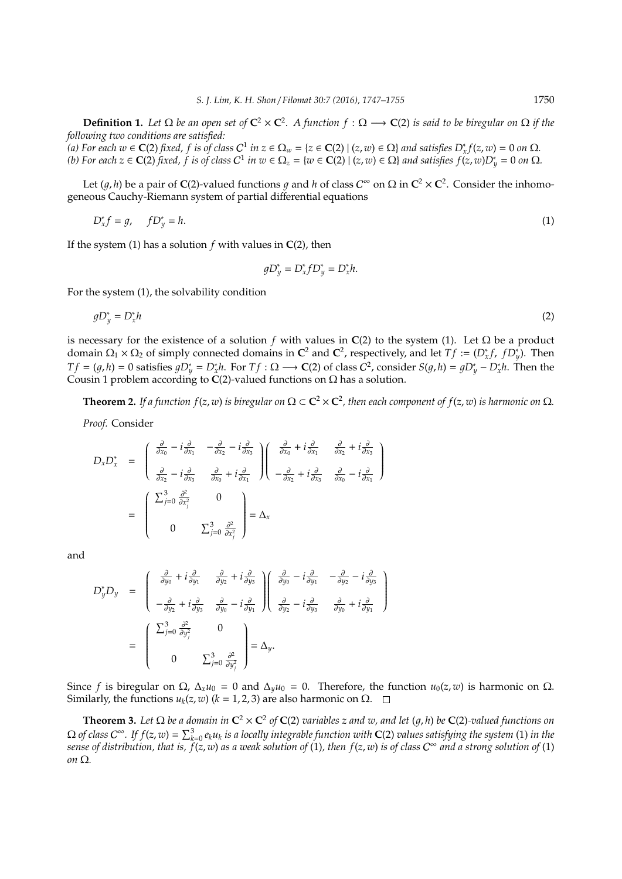**Definition 1.** *Let $\Omega$ be an open set of $\mathbf{C}^2 \times \mathbf{C}^2$. A function $f : \Omega \longrightarrow \mathbf{C}(2)$ is said to be biregular on $\Omega$ if the following two conditions are satisfied:*
*(a) For each $w \in \mathbf{C}(2)$ fixed, $f$ is of class $C^1$ in $z \in \Omega_w = \{z \in \mathbf{C}(2) \mid (z, w) \in \Omega\}$ and satisfies $D_x^* f(z, w) = 0$ on $\Omega$.*
*(b) For each $z \in \mathbf{C}(2)$ fixed, $f$ is of class $C^1$ in $w \in \Omega_z = \{w \in \mathbf{C}(2) \mid (z, w) \in \Omega\}$ and satisfies $f(z, w) D_y^* = 0$ on $\Omega$.*

Let $(g, h)$ be a pair of $\mathbf{C}(2)$-valued functions $g$ and $h$ of class $C^\infty$ on $\Omega$ in $\mathbf{C}^2 \times \mathbf{C}^2$. Consider the inhomogeneous Cauchy-Riemann system of partial differential equations

$$D_x^* f = g, \quad f D_y^* = h. \tag{1}$$

If the system (1) has a solution $f$ with values in $\mathbf{C}(2)$, then

$$g D_y^* = D_x^* f D_y^* = D_x^* h.$$

For the system (1), the solvability condition

$$g D_y^* = D_x^* h \tag{2}$$

is necessary for the existence of a solution $f$ with values in $\mathbf{C}(2)$ to the system (1). Let $\Omega$ be a product domain $\Omega_1 \times \Omega_2$ of simply connected domains in $\mathbf{C}^2$ and $\mathbf{C}^2$, respectively, and let $Tf := (D_x^* f, \ f D_y^*)$. Then $Tf = (g, h) = 0$ satisfies $g D_y^* = D_x^* h$. For $Tf : \Omega \longrightarrow \mathbf{C}(2)$ of class $C^2$, consider $S(g, h) = g D_y^* - D_x^* h$. Then the Cousin 1 problem according to $\mathbf{C}(2)$-valued functions on $\Omega$ has a solution.

**Theorem 2.** *If a function $f(z, w)$ is biregular on $\Omega \subset \mathbf{C}^2 \times \mathbf{C}^2$, then each component of $f(z, w)$ is harmonic on $\Omega$.*

*Proof.* Consider

$$\begin{aligned}
D_x D_x^* &= \begin{pmatrix} \frac{\partial}{\partial x_0} - i\frac{\partial}{\partial x_1} & -\frac{\partial}{\partial x_2} - i\frac{\partial}{\partial x_3} \\ \frac{\partial}{\partial x_2} - i\frac{\partial}{\partial x_3} & \frac{\partial}{\partial x_0} + i\frac{\partial}{\partial x_1} \end{pmatrix} \begin{pmatrix} \frac{\partial}{\partial x_0} + i\frac{\partial}{\partial x_1} & \frac{\partial}{\partial x_2} + i\frac{\partial}{\partial x_3} \\ -\frac{\partial}{\partial x_2} + i\frac{\partial}{\partial x_3} & \frac{\partial}{\partial x_0} - i\frac{\partial}{\partial x_1} \end{pmatrix} \\
&= \begin{pmatrix} \sum_{j=0}^3 \frac{\partial^2}{\partial x_j^2} & 0 \\ 0 & \sum_{j=0}^3 \frac{\partial^2}{\partial x_j^2} \end{pmatrix} = \Delta_x
\end{aligned}$$

and

$$\begin{aligned}
D_y^* D_y &= \begin{pmatrix} \frac{\partial}{\partial y_0} + i\frac{\partial}{\partial y_1} & \frac{\partial}{\partial y_2} + i\frac{\partial}{\partial y_3} \\ -\frac{\partial}{\partial y_2} + i\frac{\partial}{\partial y_3} & \frac{\partial}{\partial y_0} - i\frac{\partial}{\partial y_1} \end{pmatrix} \begin{pmatrix} \frac{\partial}{\partial y_0} - i\frac{\partial}{\partial y_1} & -\frac{\partial}{\partial y_2} - i\frac{\partial}{\partial y_3} \\ \frac{\partial}{\partial y_2} - i\frac{\partial}{\partial y_3} & \frac{\partial}{\partial y_0} + i\frac{\partial}{\partial y_1} \end{pmatrix} \\
&= \begin{pmatrix} \sum_{j=0}^3 \frac{\partial^2}{\partial y_j^2} & 0 \\ 0 & \sum_{j=0}^3 \frac{\partial^2}{\partial y_j^2} \end{pmatrix} = \Delta_y.
\end{aligned}$$

Since $f$ is biregular on $\Omega$, $\Delta_x u_0 = 0$ and $\Delta_y u_0 = 0$. Therefore, the function $u_0(z, w)$ is harmonic on $\Omega$. Similarly, the functions $u_k(z, w)$ $(k = 1, 2, 3)$ are also harmonic on $\Omega$. $\square$

**Theorem 3.** *Let $\Omega$ be a domain in $\mathbf{C}^2 \times \mathbf{C}^2$ of $\mathbf{C}(2)$ variables $z$ and $w$, and let $(g, h)$ be $\mathbf{C}(2)$-valued functions on $\Omega$ of class $C^\infty$. If $f(z, w) = \sum_{k=0}^3 e_k u_k$ is a locally integrable function with $\mathbf{C}(2)$ values satisfying the system (1) in the sense of distribution, that is, $f(z, w)$ as a weak solution of (1), then $f(z, w)$ is of class $C^\infty$ and a strong solution of (1) on $\Omega$.*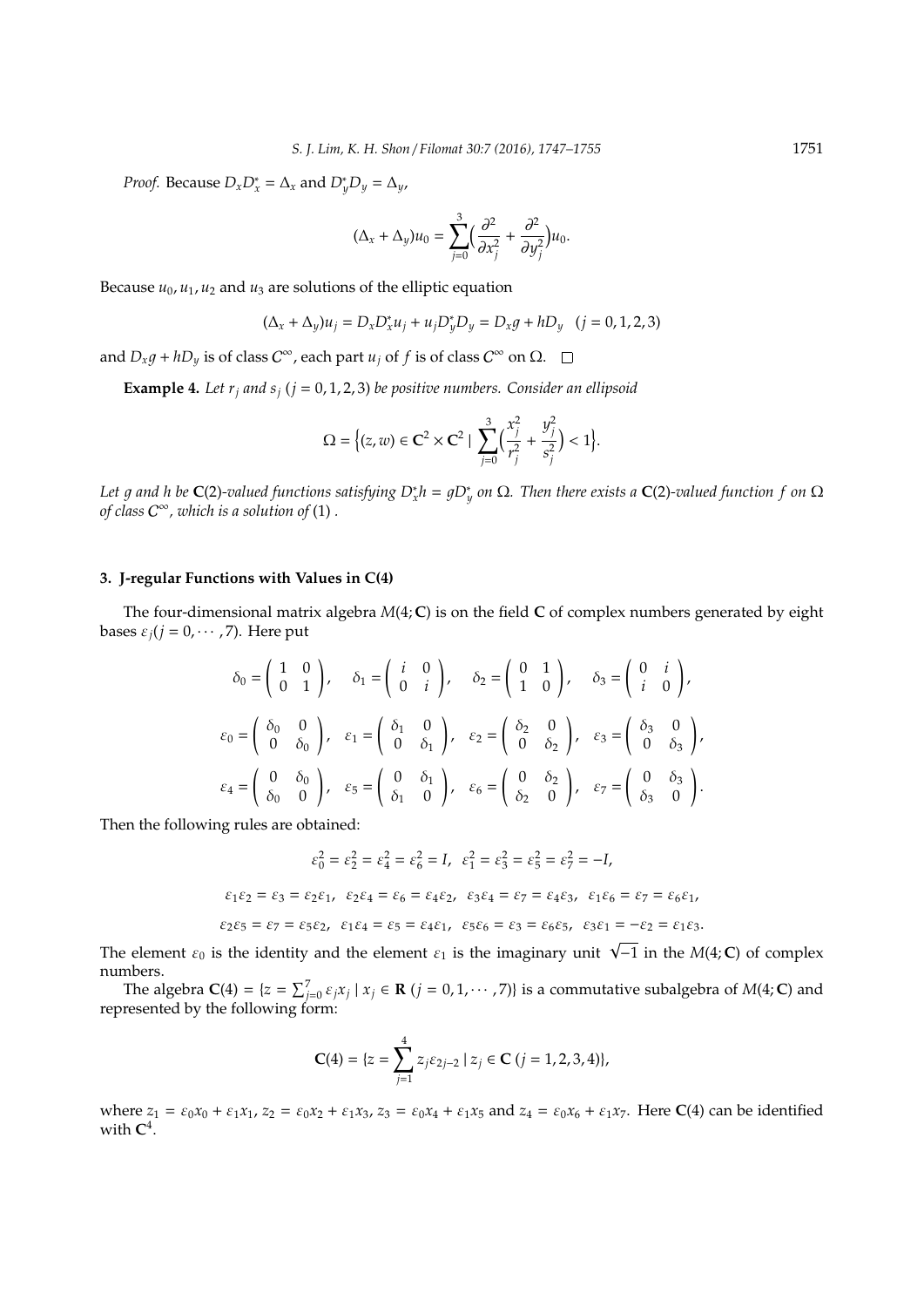*Proof.* Because $D_x D_x^* = \Delta_x$ and $D_y^* D_y = \Delta_y$,

$$(\Delta_x + \Delta_y)u_0 = \sum_{j=0}^{3}\Big(\frac{\partial^2}{\partial x_j^2} + \frac{\partial^2}{\partial y_j^2}\Big)u_0.$$

Because $u_0, u_1, u_2$ and $u_3$ are solutions of the elliptic equation

$$(\Delta_x + \Delta_y)u_j = D_x D_x^* u_j + u_j D_y^* D_y = D_x g + h D_y \quad (j = 0, 1, 2, 3)$$

and $D_x g + h D_y$ is of class $C^\infty$, each part $u_j$ of $f$ is of class $C^\infty$ on $\Omega$. □

**Example 4.** *Let $r_j$ and $s_j$ $(j = 0, 1, 2, 3)$ be positive numbers. Consider an ellipsoid*

$$\Omega = \Big\{(z, w) \in \mathbf{C}^2 \times \mathbf{C}^2 \mid \sum_{j=0}^{3}\Big(\frac{x_j^2}{r_j^2} + \frac{y_j^2}{s_j^2}\Big) < 1\Big\}.$$

*Let $g$ and $h$ be $\mathbf{C}(2)$-valued functions satisfying $D_x^* h = g D_y^*$ on $\Omega$. Then there exists a $\mathbf{C}(2)$-valued function $f$ on $\Omega$ of class $C^\infty$, which is a solution of* (1) *.*

## 3. J-regular Functions with Values in C(4)

The four-dimensional matrix algebra $M(4; \mathbf{C})$ is on the field $\mathbf{C}$ of complex numbers generated by eight bases $\varepsilon_j (j = 0, \cdots, 7)$. Here put

$$\delta_0 = \begin{pmatrix} 1 & 0 \\ 0 & 1 \end{pmatrix}, \quad \delta_1 = \begin{pmatrix} i & 0 \\ 0 & i \end{pmatrix}, \quad \delta_2 = \begin{pmatrix} 0 & 1 \\ 1 & 0 \end{pmatrix}, \quad \delta_3 = \begin{pmatrix} 0 & i \\ i & 0 \end{pmatrix},$$

$$\varepsilon_0 = \begin{pmatrix} \delta_0 & 0 \\ 0 & \delta_0 \end{pmatrix}, \quad \varepsilon_1 = \begin{pmatrix} \delta_1 & 0 \\ 0 & \delta_1 \end{pmatrix}, \quad \varepsilon_2 = \begin{pmatrix} \delta_2 & 0 \\ 0 & \delta_2 \end{pmatrix}, \quad \varepsilon_3 = \begin{pmatrix} \delta_3 & 0 \\ 0 & \delta_3 \end{pmatrix},$$

$$\varepsilon_4 = \begin{pmatrix} 0 & \delta_0 \\ \delta_0 & 0 \end{pmatrix}, \quad \varepsilon_5 = \begin{pmatrix} 0 & \delta_1 \\ \delta_1 & 0 \end{pmatrix}, \quad \varepsilon_6 = \begin{pmatrix} 0 & \delta_2 \\ \delta_2 & 0 \end{pmatrix}, \quad \varepsilon_7 = \begin{pmatrix} 0 & \delta_3 \\ \delta_3 & 0 \end{pmatrix}.$$

Then the following rules are obtained:

$$\varepsilon_0^2 = \varepsilon_2^2 = \varepsilon_4^2 = \varepsilon_6^2 = I, \;\; \varepsilon_1^2 = \varepsilon_3^2 = \varepsilon_5^2 = \varepsilon_7^2 = -I,$$

$$\varepsilon_1\varepsilon_2 = \varepsilon_3 = \varepsilon_2\varepsilon_1, \;\; \varepsilon_2\varepsilon_4 = \varepsilon_6 = \varepsilon_4\varepsilon_2, \;\; \varepsilon_3\varepsilon_4 = \varepsilon_7 = \varepsilon_4\varepsilon_3, \;\; \varepsilon_1\varepsilon_6 = \varepsilon_7 = \varepsilon_6\varepsilon_1,$$

$$\varepsilon_2\varepsilon_5 = \varepsilon_7 = \varepsilon_5\varepsilon_2, \;\; \varepsilon_1\varepsilon_4 = \varepsilon_5 = \varepsilon_4\varepsilon_1, \;\; \varepsilon_5\varepsilon_6 = \varepsilon_3 = \varepsilon_6\varepsilon_5, \;\; \varepsilon_3\varepsilon_1 = -\varepsilon_2 = \varepsilon_1\varepsilon_3.$$

The element $\varepsilon_0$ is the identity and the element $\varepsilon_1$ is the imaginary unit $\sqrt{-1}$ in the $M(4; \mathbf{C})$ of complex numbers.

The algebra $\mathbf{C}(4) = \{z = \sum_{j=0}^{7} \varepsilon_j x_j \mid x_j \in \mathbf{R} \; (j = 0, 1, \cdots, 7)\}$ is a commutative subalgebra of $M(4; \mathbf{C})$ and represented by the following form:

$$\mathbf{C}(4) = \{z = \sum_{j=1}^{4} z_j \varepsilon_{2j-2} \mid z_j \in \mathbf{C} \; (j = 1, 2, 3, 4)\},$$

where $z_1 = \varepsilon_0 x_0 + \varepsilon_1 x_1$, $z_2 = \varepsilon_0 x_2 + \varepsilon_1 x_3$, $z_3 = \varepsilon_0 x_4 + \varepsilon_1 x_5$ and $z_4 = \varepsilon_0 x_6 + \varepsilon_1 x_7$. Here $\mathbf{C}(4)$ can be identified with $\mathbf{C}^4$.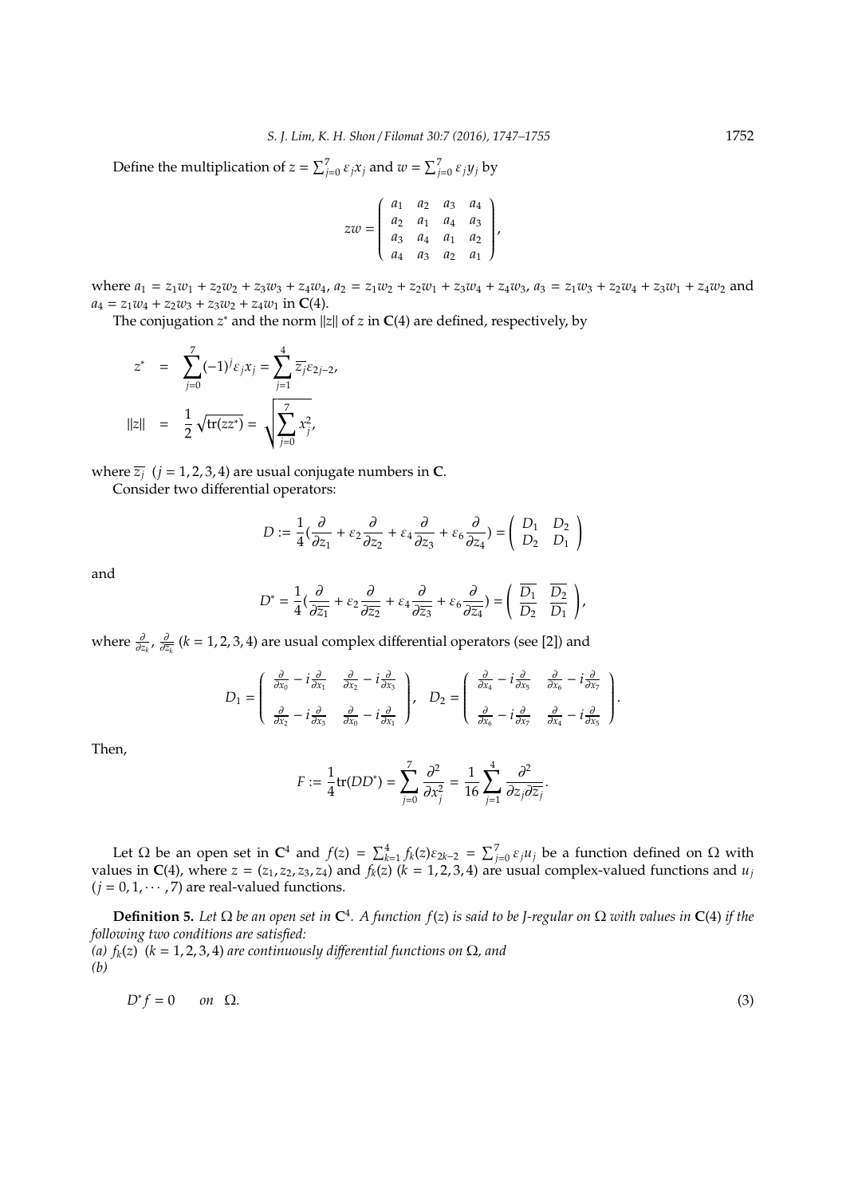Define the multiplication of $z = \sum_{j=0}^{7} \varepsilon_j x_j$ and $w = \sum_{j=0}^{7} \varepsilon_j y_j$ by

$$
zw = \begin{pmatrix} a_1 & a_2 & a_3 & a_4 \\ a_2 & a_1 & a_4 & a_3 \\ a_3 & a_4 & a_1 & a_2 \\ a_4 & a_3 & a_2 & a_1 \end{pmatrix},
$$

where $a_1 = z_1w_1 + z_2w_2 + z_3w_3 + z_4w_4$, $a_2 = z_1w_2 + z_2w_1 + z_3w_4 + z_4w_3$, $a_3 = z_1w_3 + z_2w_4 + z_3w_1 + z_4w_2$ and $a_4 = z_1w_4 + z_2w_3 + z_3w_2 + z_4w_1$ in $\mathbf{C}(4)$.

The conjugation $z^*$ and the norm $\|z\|$ of $z$ in $\mathbf{C}(4)$ are defined, respectively, by

$$
\begin{aligned}
z^* &= \sum_{j=0}^{7} (-1)^j \varepsilon_j x_j = \sum_{j=1}^{4} \overline{z_j} \varepsilon_{2j-2}, \\
\|z\| &= \frac{1}{2}\sqrt{\mathrm{tr}(zz^*)} = \sqrt{\sum_{j=0}^{7} x_j^2},
\end{aligned}
$$

where $\overline{z_j}$ $(j = 1, 2, 3, 4)$ are usual conjugate numbers in $\mathbf{C}$.

Consider two differential operators:

$$
D := \frac{1}{4}\left(\frac{\partial}{\partial z_1} + \varepsilon_2 \frac{\partial}{\partial z_2} + \varepsilon_4 \frac{\partial}{\partial z_3} + \varepsilon_6 \frac{\partial}{\partial z_4}\right) = \begin{pmatrix} D_1 & D_2 \\ D_2 & D_1 \end{pmatrix}
$$

and

$$
D^* = \frac{1}{4}\left(\frac{\partial}{\partial \overline{z_1}} + \varepsilon_2 \frac{\partial}{\partial \overline{z_2}} + \varepsilon_4 \frac{\partial}{\partial \overline{z_3}} + \varepsilon_6 \frac{\partial}{\partial \overline{z_4}}\right) = \begin{pmatrix} \overline{D_1} & \overline{D_2} \\ \overline{D_2} & \overline{D_1} \end{pmatrix},
$$

where $\frac{\partial}{\partial z_k}$, $\frac{\partial}{\partial \overline{z_k}}$ $(k = 1, 2, 3, 4)$ are usual complex differential operators (see [2]) and

$$
D_1 = \begin{pmatrix} \frac{\partial}{\partial x_0} - i\frac{\partial}{\partial x_1} & \frac{\partial}{\partial x_2} - i\frac{\partial}{\partial x_3} \\ \frac{\partial}{\partial x_2} - i\frac{\partial}{\partial x_3} & \frac{\partial}{\partial x_0} - i\frac{\partial}{\partial x_1} \end{pmatrix}, \quad D_2 = \begin{pmatrix} \frac{\partial}{\partial x_4} - i\frac{\partial}{\partial x_5} & \frac{\partial}{\partial x_6} - i\frac{\partial}{\partial x_7} \\ \frac{\partial}{\partial x_6} - i\frac{\partial}{\partial x_7} & \frac{\partial}{\partial x_4} - i\frac{\partial}{\partial x_5} \end{pmatrix}.
$$

Then,

$$
F := \frac{1}{4}\mathrm{tr}(DD^*) = \sum_{j=0}^{7} \frac{\partial^2}{\partial x_j^2} = \frac{1}{16}\sum_{j=1}^{4} \frac{\partial^2}{\partial z_j \partial \overline{z_j}}.
$$

Let $\Omega$ be an open set in $\mathbf{C}^4$ and $f(z) = \sum_{k=1}^{4} f_k(z)\varepsilon_{2k-2} = \sum_{j=0}^{7} \varepsilon_j u_j$ be a function defined on $\Omega$ with values in $\mathbf{C}(4)$, where $z = (z_1, z_2, z_3, z_4)$ and $f_k(z)$ $(k = 1, 2, 3, 4)$ are usual complex-valued functions and $u_j$ $(j = 0, 1, \cdots, 7)$ are real-valued functions.

**Definition 5.** *Let $\Omega$ be an open set in $\mathbf{C}^4$. A function $f(z)$ is said to be J-regular on $\Omega$ with values in $\mathbf{C}(4)$ if the following two conditions are satisfied:*
*(a) $f_k(z)$ $(k = 1, 2, 3, 4)$ are continuously differential functions on $\Omega$, and*
*(b)*

$$
D^* f = 0 \quad \text{on} \quad \Omega. \tag{3}
$$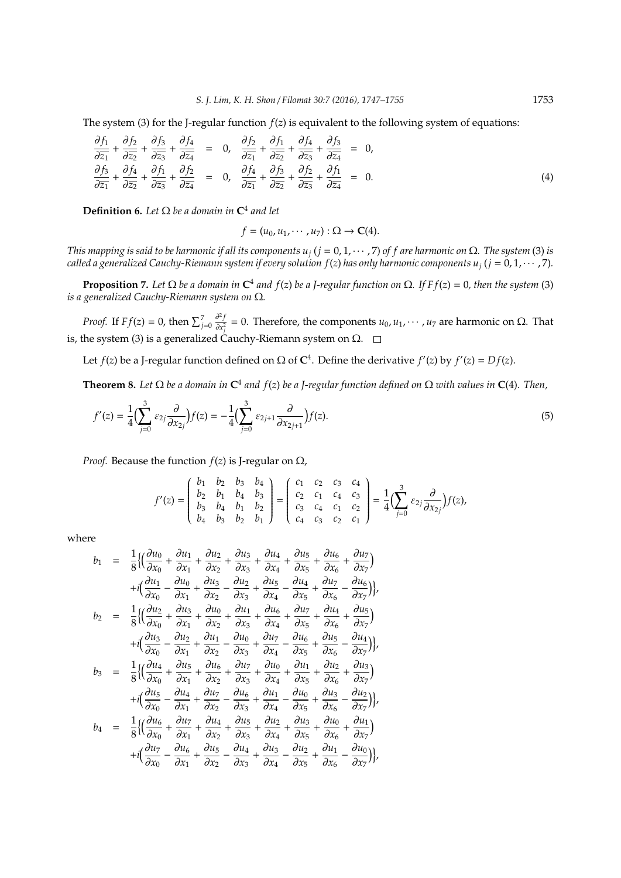The system (3) for the J-regular function $f(z)$ is equivalent to the following system of equations:

$$
\begin{aligned}
\frac{\partial f_1}{\partial \overline{z_1}} + \frac{\partial f_2}{\partial \overline{z_2}} + \frac{\partial f_3}{\partial \overline{z_3}} + \frac{\partial f_4}{\partial \overline{z_4}} &= 0, \quad \frac{\partial f_2}{\partial \overline{z_1}} + \frac{\partial f_1}{\partial \overline{z_2}} + \frac{\partial f_4}{\partial \overline{z_3}} + \frac{\partial f_3}{\partial \overline{z_4}} = 0, \\
\frac{\partial f_3}{\partial \overline{z_1}} + \frac{\partial f_4}{\partial \overline{z_2}} + \frac{\partial f_1}{\partial \overline{z_3}} + \frac{\partial f_2}{\partial \overline{z_4}} &= 0, \quad \frac{\partial f_4}{\partial \overline{z_1}} + \frac{\partial f_3}{\partial \overline{z_2}} + \frac{\partial f_2}{\partial \overline{z_3}} + \frac{\partial f_1}{\partial \overline{z_4}} = 0.
\end{aligned} \tag{4}
$$

**Definition 6.** *Let $\Omega$ be a domain in $\mathbf{C}^4$ and let*

$$f = (u_0, u_1, \cdots, u_7) : \Omega \to \mathbf{C}(4).$$

*This mapping is said to be harmonic if all its components $u_j$ $(j = 0, 1, \cdots, 7)$ of $f$ are harmonic on $\Omega$. The system* (3) *is called a generalized Cauchy-Riemann system if every solution $f(z)$ has only harmonic components $u_j$ $(j = 0, 1, \cdots, 7)$.*

**Proposition 7.** *Let $\Omega$ be a domain in $\mathbf{C}^4$ and $f(z)$ be a J-regular function on $\Omega$. If $Ff(z) = 0$, then the system* (3) *is a generalized Cauchy-Riemann system on $\Omega$.*

*Proof.* If $Ff(z) = 0$, then $\sum_{j=0}^{7} \frac{\partial^2 f}{\partial x_j^2} = 0$. Therefore, the components $u_0, u_1, \cdots, u_7$ are harmonic on $\Omega$. That is, the system (3) is a generalized Cauchy-Riemann system on $\Omega$. $\square$

Let $f(z)$ be a J-regular function defined on $\Omega$ of $\mathbf{C}^4$. Define the derivative $f'(z)$ by $f'(z) = Df(z)$.

**Theorem 8.** *Let $\Omega$ be a domain in $\mathbf{C}^4$ and $f(z)$ be a J-regular function defined on $\Omega$ with values in $\mathbf{C}(4)$. Then,*

$$
f'(z) = \frac{1}{4}\Big(\sum_{j=0}^{3} \varepsilon_{2j} \frac{\partial}{\partial x_{2j}}\Big) f(z) = -\frac{1}{4}\Big(\sum_{j=0}^{3} \varepsilon_{2j+1} \frac{\partial}{\partial x_{2j+1}}\Big) f(z). \tag{5}
$$

*Proof.* Because the function $f(z)$ is J-regular on $\Omega$,

$$
f'(z) = \begin{pmatrix} b_1 & b_2 & b_3 & b_4 \\ b_2 & b_1 & b_4 & b_3 \\ b_3 & b_4 & b_1 & b_2 \\ b_4 & b_3 & b_2 & b_1 \end{pmatrix} = \begin{pmatrix} c_1 & c_2 & c_3 & c_4 \\ c_2 & c_1 & c_4 & c_3 \\ c_3 & c_4 & c_1 & c_2 \\ c_4 & c_3 & c_2 & c_1 \end{pmatrix} = \frac{1}{4}\Big(\sum_{j=0}^{3} \varepsilon_{2j} \frac{\partial}{\partial x_{2j}}\Big) f(z),
$$

where

$$
\begin{aligned}
b_1 &= \frac{1}{8}\Big\{\Big(\frac{\partial u_0}{\partial x_0} + \frac{\partial u_1}{\partial x_1} + \frac{\partial u_2}{\partial x_2} + \frac{\partial u_3}{\partial x_3} + \frac{\partial u_4}{\partial x_4} + \frac{\partial u_5}{\partial x_5} + \frac{\partial u_6}{\partial x_6} + \frac{\partial u_7}{\partial x_7}\Big) \\
&\quad + i\Big(\frac{\partial u_1}{\partial x_0} - \frac{\partial u_0}{\partial x_1} + \frac{\partial u_3}{\partial x_2} - \frac{\partial u_2}{\partial x_3} + \frac{\partial u_5}{\partial x_4} - \frac{\partial u_4}{\partial x_5} + \frac{\partial u_7}{\partial x_6} - \frac{\partial u_6}{\partial x_7}\Big)\Big\}, \\
b_2 &= \frac{1}{8}\Big\{\Big(\frac{\partial u_2}{\partial x_0} + \frac{\partial u_3}{\partial x_1} + \frac{\partial u_0}{\partial x_2} + \frac{\partial u_1}{\partial x_3} + \frac{\partial u_6}{\partial x_4} + \frac{\partial u_7}{\partial x_5} + \frac{\partial u_4}{\partial x_6} + \frac{\partial u_5}{\partial x_7}\Big) \\
&\quad + i\Big(\frac{\partial u_3}{\partial x_0} - \frac{\partial u_2}{\partial x_1} + \frac{\partial u_1}{\partial x_2} - \frac{\partial u_0}{\partial x_3} + \frac{\partial u_7}{\partial x_4} - \frac{\partial u_6}{\partial x_5} + \frac{\partial u_5}{\partial x_6} - \frac{\partial u_4}{\partial x_7}\Big)\Big\}, \\
b_3 &= \frac{1}{8}\Big\{\Big(\frac{\partial u_4}{\partial x_0} + \frac{\partial u_5}{\partial x_1} + \frac{\partial u_6}{\partial x_2} + \frac{\partial u_7}{\partial x_3} + \frac{\partial u_0}{\partial x_4} + \frac{\partial u_1}{\partial x_5} + \frac{\partial u_2}{\partial x_6} + \frac{\partial u_3}{\partial x_7}\Big) \\
&\quad + i\Big(\frac{\partial u_5}{\partial x_0} - \frac{\partial u_4}{\partial x_1} + \frac{\partial u_7}{\partial x_2} - \frac{\partial u_6}{\partial x_3} + \frac{\partial u_1}{\partial x_4} - \frac{\partial u_0}{\partial x_5} + \frac{\partial u_3}{\partial x_6} - \frac{\partial u_2}{\partial x_7}\Big)\Big\}, \\
b_4 &= \frac{1}{8}\Big\{\Big(\frac{\partial u_6}{\partial x_0} + \frac{\partial u_7}{\partial x_1} + \frac{\partial u_4}{\partial x_2} + \frac{\partial u_5}{\partial x_3} + \frac{\partial u_2}{\partial x_4} + \frac{\partial u_3}{\partial x_5} + \frac{\partial u_0}{\partial x_6} + \frac{\partial u_1}{\partial x_7}\Big) \\
&\quad + i\Big(\frac{\partial u_7}{\partial x_0} - \frac{\partial u_6}{\partial x_1} + \frac{\partial u_5}{\partial x_2} - \frac{\partial u_4}{\partial x_3} + \frac{\partial u_3}{\partial x_4} - \frac{\partial u_2}{\partial x_5} + \frac{\partial u_1}{\partial x_6} - \frac{\partial u_0}{\partial x_7}\Big)\Big\},
\end{aligned}
$$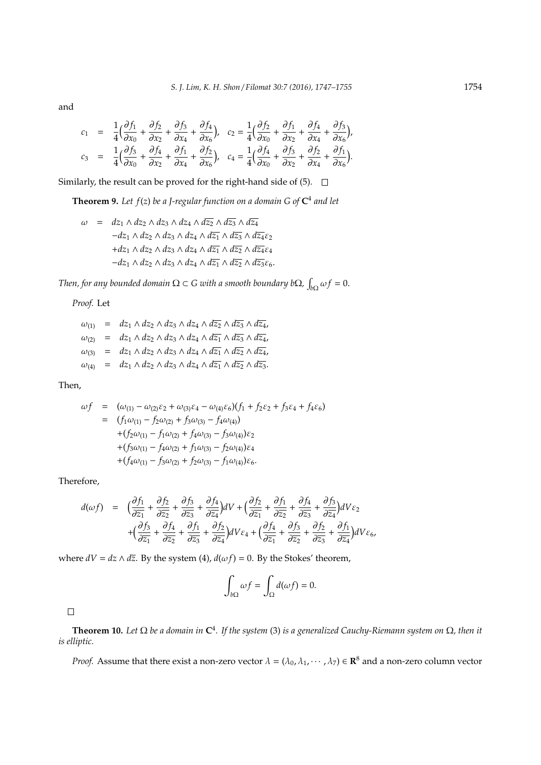and

$$
\begin{aligned}
c_1 &= \frac{1}{4}\Big(\frac{\partial f_1}{\partial x_0} + \frac{\partial f_2}{\partial x_2} + \frac{\partial f_3}{\partial x_4} + \frac{\partial f_4}{\partial x_6}\Big), \quad c_2 = \frac{1}{4}\Big(\frac{\partial f_2}{\partial x_0} + \frac{\partial f_1}{\partial x_2} + \frac{\partial f_4}{\partial x_4} + \frac{\partial f_3}{\partial x_6}\Big),\\
c_3 &= \frac{1}{4}\Big(\frac{\partial f_3}{\partial x_0} + \frac{\partial f_4}{\partial x_2} + \frac{\partial f_1}{\partial x_4} + \frac{\partial f_2}{\partial x_6}\Big), \quad c_4 = \frac{1}{4}\Big(\frac{\partial f_4}{\partial x_0} + \frac{\partial f_3}{\partial x_2} + \frac{\partial f_2}{\partial x_4} + \frac{\partial f_1}{\partial x_6}\Big).
\end{aligned}
$$

Similarly, the result can be proved for the right-hand side of (5). □

**Theorem 9.** *Let $f(z)$ be a J-regular function on a domain $G$ of $\mathbf{C}^4$ and let*

$$
\begin{aligned}
\omega &= dz_1 \wedge dz_2 \wedge dz_3 \wedge dz_4 \wedge d\overline{z_2} \wedge d\overline{z_3} \wedge d\overline{z_4}\\
&\quad - dz_1 \wedge dz_2 \wedge dz_3 \wedge dz_4 \wedge d\overline{z_1} \wedge d\overline{z_3} \wedge d\overline{z_4}\varepsilon_2\\
&\quad + dz_1 \wedge dz_2 \wedge dz_3 \wedge dz_4 \wedge d\overline{z_1} \wedge d\overline{z_2} \wedge d\overline{z_4}\varepsilon_4\\
&\quad - dz_1 \wedge dz_2 \wedge dz_3 \wedge dz_4 \wedge d\overline{z_1} \wedge d\overline{z_2} \wedge d\overline{z_3}\varepsilon_6.
\end{aligned}
$$

*Then, for any bounded domain $\Omega \subset G$ with a smooth boundary $b\Omega$, $\int_{b\Omega} \omega f = 0$.*

*Proof.* Let

$$
\begin{aligned}
\omega_{(1)} &= dz_1 \wedge dz_2 \wedge dz_3 \wedge dz_4 \wedge d\overline{z_2} \wedge d\overline{z_3} \wedge d\overline{z_4},\\
\omega_{(2)} &= dz_1 \wedge dz_2 \wedge dz_3 \wedge dz_4 \wedge d\overline{z_1} \wedge d\overline{z_3} \wedge d\overline{z_4},\\
\omega_{(3)} &= dz_1 \wedge dz_2 \wedge dz_3 \wedge dz_4 \wedge d\overline{z_1} \wedge d\overline{z_2} \wedge d\overline{z_4},\\
\omega_{(4)} &= dz_1 \wedge dz_2 \wedge dz_3 \wedge dz_4 \wedge d\overline{z_1} \wedge d\overline{z_2} \wedge d\overline{z_3}.
\end{aligned}
$$

Then,

$$
\begin{aligned}
\omega f &= (\omega_{(1)} - \omega_{(2)}\varepsilon_2 + \omega_{(3)}\varepsilon_4 - \omega_{(4)}\varepsilon_6)(f_1 + f_2\varepsilon_2 + f_3\varepsilon_4 + f_4\varepsilon_6)\\
&= (f_1\omega_{(1)} - f_2\omega_{(2)} + f_3\omega_{(3)} - f_4\omega_{(4)})\\
&\quad + (f_2\omega_{(1)} - f_1\omega_{(2)} + f_4\omega_{(3)} - f_3\omega_{(4)})\varepsilon_2\\
&\quad + (f_3\omega_{(1)} - f_4\omega_{(2)} + f_1\omega_{(3)} - f_2\omega_{(4)})\varepsilon_4\\
&\quad + (f_4\omega_{(1)} - f_3\omega_{(2)} + f_2\omega_{(3)} - f_1\omega_{(4)})\varepsilon_6.
\end{aligned}
$$

Therefore,

$$
\begin{aligned}
d(\omega f) &= \Big(\frac{\partial f_1}{\partial \overline{z_1}} + \frac{\partial f_2}{\partial \overline{z_2}} + \frac{\partial f_3}{\partial \overline{z_3}} + \frac{\partial f_4}{\partial \overline{z_4}}\Big)dV + \Big(\frac{\partial f_2}{\partial \overline{z_1}} + \frac{\partial f_1}{\partial \overline{z_2}} + \frac{\partial f_4}{\partial \overline{z_3}} + \frac{\partial f_3}{\partial \overline{z_4}}\Big)dV\varepsilon_2\\
&\quad + \Big(\frac{\partial f_3}{\partial \overline{z_1}} + \frac{\partial f_4}{\partial \overline{z_2}} + \frac{\partial f_1}{\partial \overline{z_3}} + \frac{\partial f_2}{\partial \overline{z_4}}\Big)dV\varepsilon_4 + \Big(\frac{\partial f_4}{\partial \overline{z_1}} + \frac{\partial f_3}{\partial \overline{z_2}} + \frac{\partial f_2}{\partial \overline{z_3}} + \frac{\partial f_1}{\partial \overline{z_4}}\Big)dV\varepsilon_6,
\end{aligned}
$$

where $dV = dz \wedge d\overline{z}$. By the system (4), $d(\omega f) = 0$. By the Stokes' theorem,

$$
\int_{b\Omega} \omega f = \int_{\Omega} d(\omega f) = 0.
$$

□

**Theorem 10.** *Let $\Omega$ be a domain in $\mathbf{C}^4$. If the system (3) is a generalized Cauchy-Riemann system on $\Omega$, then it is elliptic.*

*Proof.* Assume that there exist a non-zero vector $\lambda = (\lambda_0, \lambda_1, \cdots, \lambda_7) \in \mathbf{R}^8$ and a non-zero column vector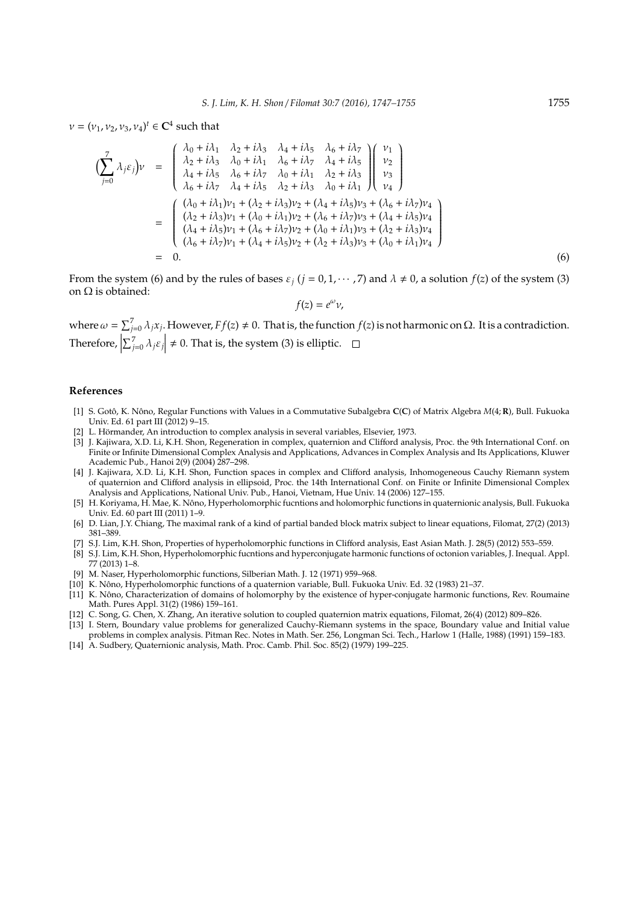$\nu = (\nu_1, \nu_2, \nu_3, \nu_4)^t \in \mathbf{C}^4$ such that

$$
\begin{aligned}
\Big(\sum_{j=0}^{7} \lambda_j \varepsilon_j\Big)\nu &= \begin{pmatrix} \lambda_0 + i\lambda_1 & \lambda_2 + i\lambda_3 & \lambda_4 + i\lambda_5 & \lambda_6 + i\lambda_7 \\ \lambda_2 + i\lambda_3 & \lambda_0 + i\lambda_1 & \lambda_6 + i\lambda_7 & \lambda_4 + i\lambda_5 \\ \lambda_4 + i\lambda_5 & \lambda_6 + i\lambda_7 & \lambda_0 + i\lambda_1 & \lambda_2 + i\lambda_3 \\ \lambda_6 + i\lambda_7 & \lambda_4 + i\lambda_5 & \lambda_2 + i\lambda_3 & \lambda_0 + i\lambda_1 \end{pmatrix} \begin{pmatrix} \nu_1 \\ \nu_2 \\ \nu_3 \\ \nu_4 \end{pmatrix} \\
&= \begin{pmatrix} (\lambda_0 + i\lambda_1)\nu_1 + (\lambda_2 + i\lambda_3)\nu_2 + (\lambda_4 + i\lambda_5)\nu_3 + (\lambda_6 + i\lambda_7)\nu_4 \\ (\lambda_2 + i\lambda_3)\nu_1 + (\lambda_0 + i\lambda_1)\nu_2 + (\lambda_6 + i\lambda_7)\nu_3 + (\lambda_4 + i\lambda_5)\nu_4 \\ (\lambda_4 + i\lambda_5)\nu_1 + (\lambda_6 + i\lambda_7)\nu_2 + (\lambda_0 + i\lambda_1)\nu_3 + (\lambda_2 + i\lambda_3)\nu_4 \\ (\lambda_6 + i\lambda_7)\nu_1 + (\lambda_4 + i\lambda_5)\nu_2 + (\lambda_2 + i\lambda_3)\nu_3 + (\lambda_0 + i\lambda_1)\nu_4 \end{pmatrix} \\
&= 0. \qquad (6)
\end{aligned}
$$

From the system (6) and by the rules of bases $\varepsilon_j$ $(j = 0, 1, \cdots, 7)$ and $\lambda \neq 0$, a solution $f(z)$ of the system (3) on $\Omega$ is obtained:

$$f(z) = e^{\omega}\nu,$$

where $\omega = \sum_{j=0}^{7} \lambda_j x_j$. However, $Ff(z) \neq 0$. That is, the function $f(z)$ is not harmonic on $\Omega$. It is a contradiction. Therefore, $\left|\sum_{j=0}^{7} \lambda_j \varepsilon_j\right| \neq 0$. That is, the system (3) is elliptic. □

## References

[1] S. Gotô, K. Nôno, Regular Functions with Values in a Commutative Subalgebra **C**(**C**) of Matrix Algebra $M(4; \mathbf{R})$, Bull. Fukuoka Univ. Ed. 61 part III (2012) 9–15.

[2] L. Hörmander, An introduction to complex analysis in several variables, Elsevier, 1973.

[3] J. Kajiwara, X.D. Li, K.H. Shon, Regeneration in complex, quaternion and Clifford analysis, Proc. the 9th International Conf. on Finite or Infinite Dimensional Complex Analysis and Applications, Advances in Complex Analysis and Its Applications, Kluwer Academic Pub., Hanoi 2(9) (2004) 287–298.

[4] J. Kajiwara, X.D. Li, K.H. Shon, Function spaces in complex and Clifford analysis, Inhomogeneous Cauchy Riemann system of quaternion and Clifford analysis in ellipsoid, Proc. the 14th International Conf. on Finite or Infinite Dimensional Complex Analysis and Applications, National Univ. Pub., Hanoi, Vietnam, Hue Univ. 14 (2006) 127–155.

[5] H. Koriyama, H. Mae, K. Nôno, Hyperholomorphic fucntions and holomorphic functions in quaternionic analysis, Bull. Fukuoka Univ. Ed. 60 part III (2011) 1–9.

[6] D. Lian, J.Y. Chiang, The maximal rank of a kind of partial banded block matrix subject to linear equations, Filomat, 27(2) (2013) 381–389.

[7] S.J. Lim, K.H. Shon, Properties of hyperholomorphic functions in Clifford analysis, East Asian Math. J. 28(5) (2012) 553–559.

[8] S.J. Lim, K.H. Shon, Hyperholomorphic fucntions and hyperconjugate harmonic functions of octonion variables, J. Inequal. Appl. 77 (2013) 1–8.

[9] M. Naser, Hyperholomorphic functions, Silberian Math. J. 12 (1971) 959–968.

[10] K. Nôno, Hyperholomorphic functions of a quaternion variable, Bull. Fukuoka Univ. Ed. 32 (1983) 21–37.

[11] K. Nôno, Characterization of domains of holomorphy by the existence of hyper-conjugate harmonic functions, Rev. Roumaine Math. Pures Appl. 31(2) (1986) 159–161.

[12] C. Song, G. Chen, X. Zhang, An iterative solution to coupled quaternion matrix equations, Filomat, 26(4) (2012) 809–826.

[13] I. Stern, Boundary value problems for generalized Cauchy-Riemann systems in the space, Boundary value and Initial value problems in complex analysis. Pitman Rec. Notes in Math. Ser. 256, Longman Sci. Tech., Harlow 1 (Halle, 1988) (1991) 159–183.

[14] A. Sudbery, Quaternionic analysis, Math. Proc. Camb. Phil. Soc. 85(2) (1979) 199–225.